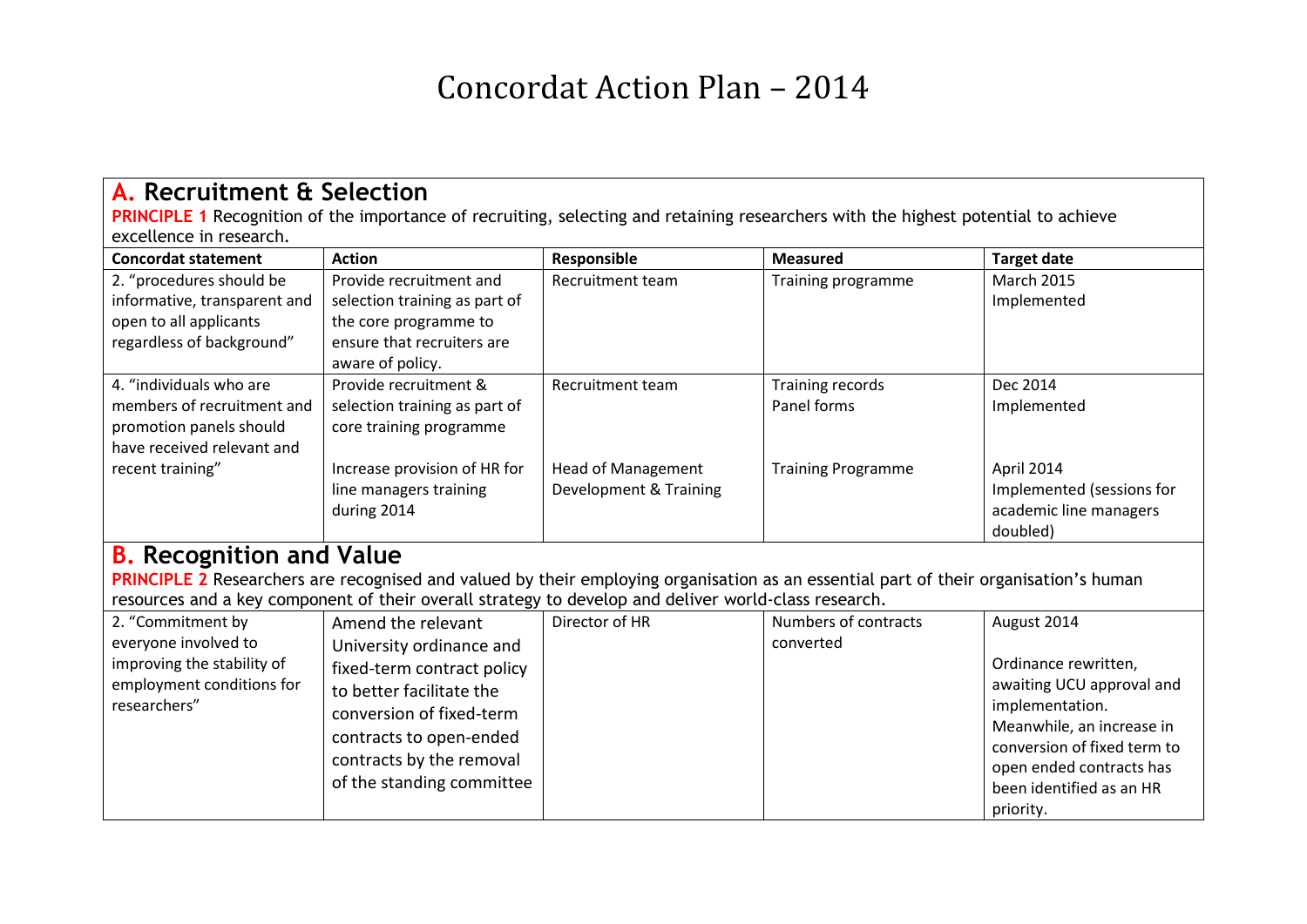# Concordat Action Plan – 2014

## A. Recruitment & Selection

**PRINCIPLE 1** Recognition of the importance of recruiting, selecting and retaining researchers with the highest potential to achieve excellence in research.

| Concordat statement | Action | Responsible | Measured | Target date |
|---|---|---|---|---|
| 2. "procedures should be informative, transparent and open to all applicants regardless of background" | Provide recruitment and selection training as part of the core programme to ensure that recruiters are aware of policy. | Recruitment team | Training programme | March 2015 Implemented |
| 4. "individuals who are members of recruitment and promotion panels should have received relevant and recent training" | Provide recruitment & selection training as part of core training programme | Recruitment team | Training records Panel forms | Dec 2014 Implemented |
| | Increase provision of HR for line managers training during 2014 | Head of Management Development & Training | Training Programme | April 2014 Implemented (sessions for academic line managers doubled) |

## B. Recognition and Value

**PRINCIPLE 2** Researchers are recognised and valued by their employing organisation as an essential part of their organisation's human resources and a key component of their overall strategy to develop and deliver world-class research.

| Concordat statement | Action | Responsible | Measured | Target date |
|---|---|---|---|---|
| 2. "Commitment by everyone involved to improving the stability of employment conditions for researchers" | Amend the relevant University ordinance and fixed-term contract policy to better facilitate the conversion of fixed-term contracts to open-ended contracts by the removal of the standing committee | Director of HR | Numbers of contracts converted | August 2014<br><br>Ordinance rewritten, awaiting UCU approval and implementation. Meanwhile, an increase in conversion of fixed term to open ended contracts has been identified as an HR priority. |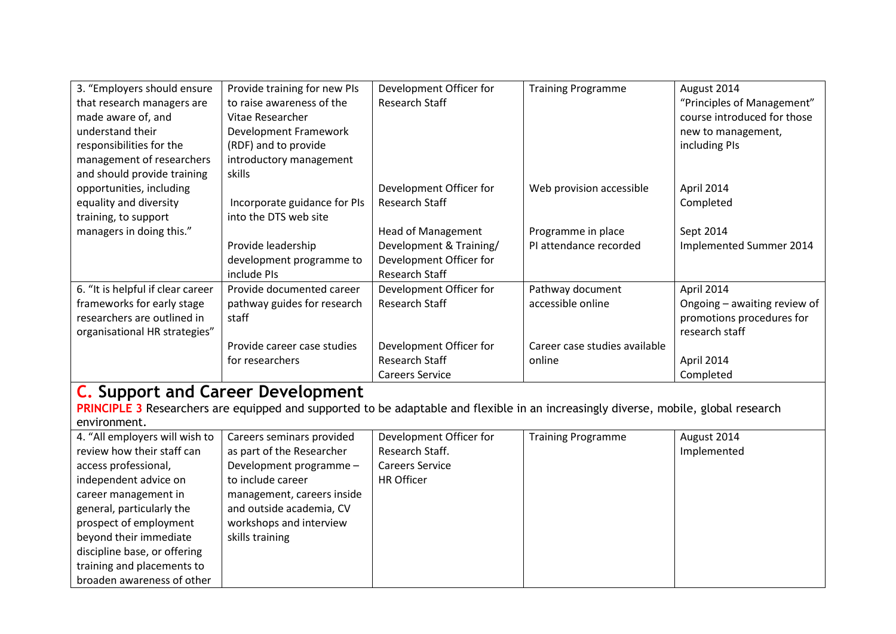| | | | | |
|---|---|---|---|---|
| 3. "Employers should ensure that research managers are made aware of, and understand their responsibilities for the management of researchers and should provide training opportunities, including equality and diversity training, to support managers in doing this." | Provide training for new PIs to raise awareness of the Vitae Researcher Development Framework (RDF) and to provide introductory management skills | Development Officer for Research Staff | Training Programme | August 2014 "Principles of Management" course introduced for those new to management, including PIs |
| | Incorporate guidance for PIs into the DTS web site | Development Officer for Research Staff | Web provision accessible | April 2014 Completed |
| | Provide leadership development programme to include PIs | Head of Management Development & Training/ Development Officer for Research Staff | Programme in place PI attendance recorded | Sept 2014 Implemented Summer 2014 |
| 6. "It is helpful if clear career frameworks for early stage researchers are outlined in organisational HR strategies" | Provide documented career pathway guides for research staff | Development Officer for Research Staff | Pathway document accessible online | April 2014 Ongoing – awaiting review of promotions procedures for research staff |
| | Provide career case studies for researchers | Development Officer for Research Staff Careers Service | Career case studies available online | April 2014 Completed |

## C. Support and Career Development

**PRINCIPLE 3** Researchers are equipped and supported to be adaptable and flexible in an increasingly diverse, mobile, global research environment.

| | | | | |
|---|---|---|---|---|
| 4. "All employers will wish to review how their staff can access professional, independent advice on career management in general, particularly the prospect of employment beyond their immediate discipline base, or offering training and placements to broaden awareness of other | Careers seminars provided as part of the Researcher Development programme – to include career management, careers inside and outside academia, CV workshops and interview skills training | Development Officer for Research Staff. Careers Service HR Officer | Training Programme | August 2014 Implemented |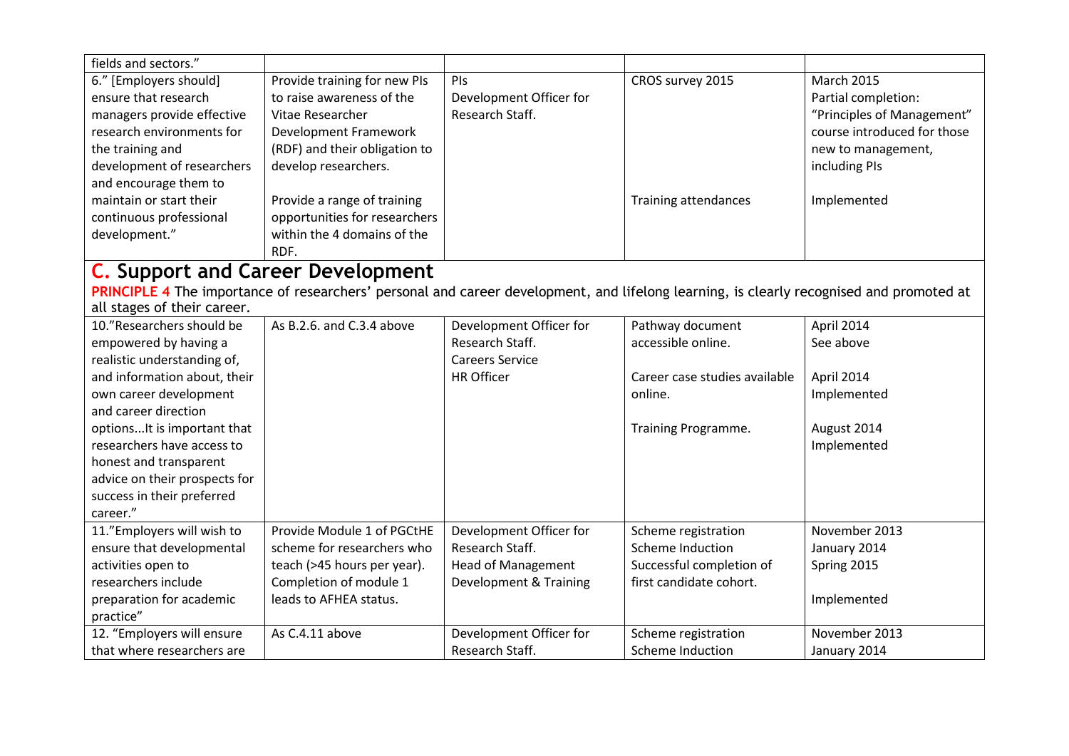| | | | | |
|---|---|---|---|---|
| fields and sectors." | | | | |
| 6." [Employers should] ensure that research managers provide effective research environments for the training and development of researchers and encourage them to maintain or start their continuous professional development." | Provide training for new PIs to raise awareness of the Vitae Researcher Development Framework (RDF) and their obligation to develop researchers.<br><br>Provide a range of training opportunities for researchers within the 4 domains of the RDF. | PIs<br>Development Officer for Research Staff. | CROS survey 2015<br><br>Training attendances | March 2015<br>Partial completion: "Principles of Management" course introduced for those new to management, including PIs<br><br>Implemented |

## C. Support and Career Development

**PRINCIPLE 4** The importance of researchers' personal and career development, and lifelong learning, is clearly recognised and promoted at all stages of their career.

| | | | | |
|---|---|---|---|---|
| 10."Researchers should be empowered by having a realistic understanding of, and information about, their own career development and career direction options...It is important that researchers have access to honest and transparent advice on their prospects for success in their preferred career." | As B.2.6. and C.3.4 above | Development Officer for Research Staff.<br>Careers Service<br>HR Officer | Pathway document accessible online.<br><br>Career case studies available online.<br><br>Training Programme. | April 2014<br>See above<br><br>April 2014<br>Implemented<br><br>August 2014<br>Implemented |
| 11."Employers will wish to ensure that developmental activities open to researchers include preparation for academic practice" | Provide Module 1 of PGCtHE scheme for researchers who teach (>45 hours per year). Completion of module 1 leads to AFHEA status. | Development Officer for Research Staff.<br>Head of Management Development & Training | Scheme registration<br>Scheme Induction<br>Successful completion of first candidate cohort. | November 2013<br>January 2014<br>Spring 2015<br><br>Implemented |
| 12. "Employers will ensure that where researchers are | As C.4.11 above | Development Officer for Research Staff. | Scheme registration<br>Scheme Induction | November 2013<br>January 2014 |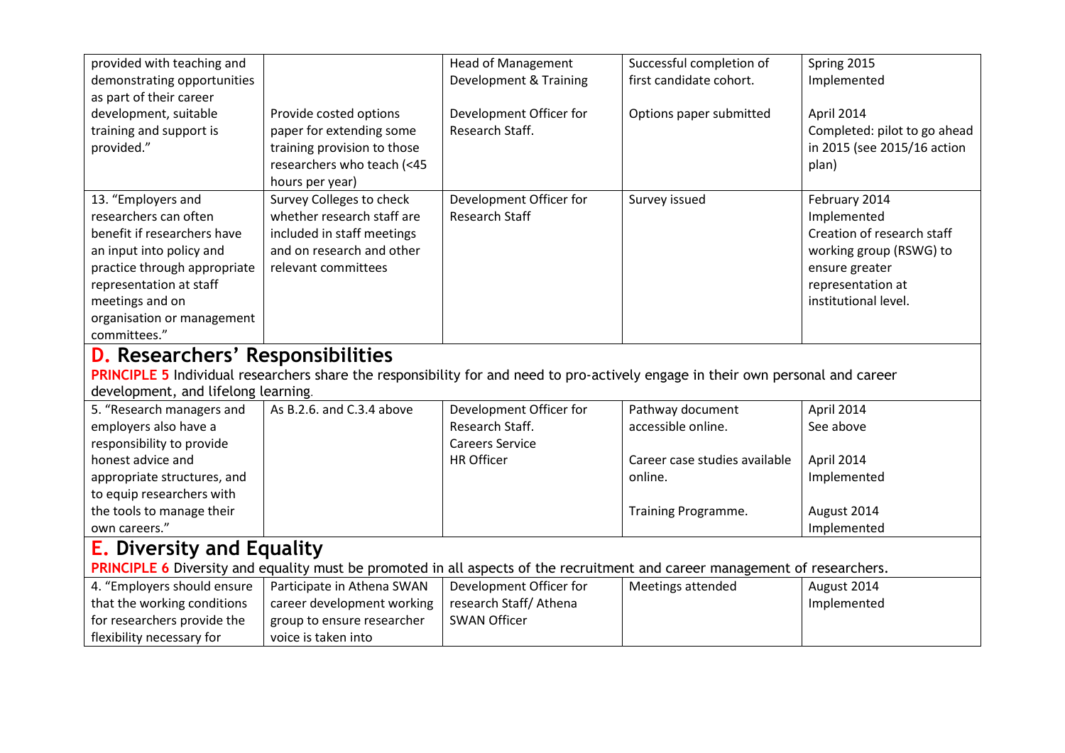| | | | | |
|---|---|---|---|---|
| provided with teaching and demonstrating opportunities as part of their career development, suitable training and support is provided." | Provide costed options paper for extending some training provision to those researchers who teach (<45 hours per year) | Head of Management Development & Training<br><br>Development Officer for Research Staff. | Successful completion of first candidate cohort.<br><br>Options paper submitted | Spring 2015 Implemented<br><br>April 2014 Completed: pilot to go ahead in 2015 (see 2015/16 action plan) |
| 13. "Employers and researchers can often benefit if researchers have an input into policy and practice through appropriate representation at staff meetings and on organisation or management committees." | Survey Colleges to check whether research staff are included in staff meetings and on research and other relevant committees | Development Officer for Research Staff | Survey issued | February 2014 Implemented Creation of research staff working group (RSWG) to ensure greater representation at institutional level. |

## D. Researchers' Responsibilities

**PRINCIPLE 5** Individual researchers share the responsibility for and need to pro-actively engage in their own personal and career development, and lifelong learning.

| | | | | |
|---|---|---|---|---|
| 5. "Research managers and employers also have a responsibility to provide honest advice and appropriate structures, and to equip researchers with the tools to manage their own careers." | As B.2.6. and C.3.4 above | Development Officer for Research Staff.<br>Careers Service<br>HR Officer | Pathway document accessible online.<br><br>Career case studies available online.<br><br>Training Programme. | April 2014 See above<br><br>April 2014 Implemented<br><br>August 2014 Implemented |

## E. Diversity and Equality

**PRINCIPLE 6** Diversity and equality must be promoted in all aspects of the recruitment and career management of researchers.

| | | | | |
|---|---|---|---|---|
| 4. "Employers should ensure that the working conditions for researchers provide the flexibility necessary for | Participate in Athena SWAN career development working group to ensure researcher voice is taken into | Development Officer for research Staff/ Athena SWAN Officer | Meetings attended | August 2014 Implemented |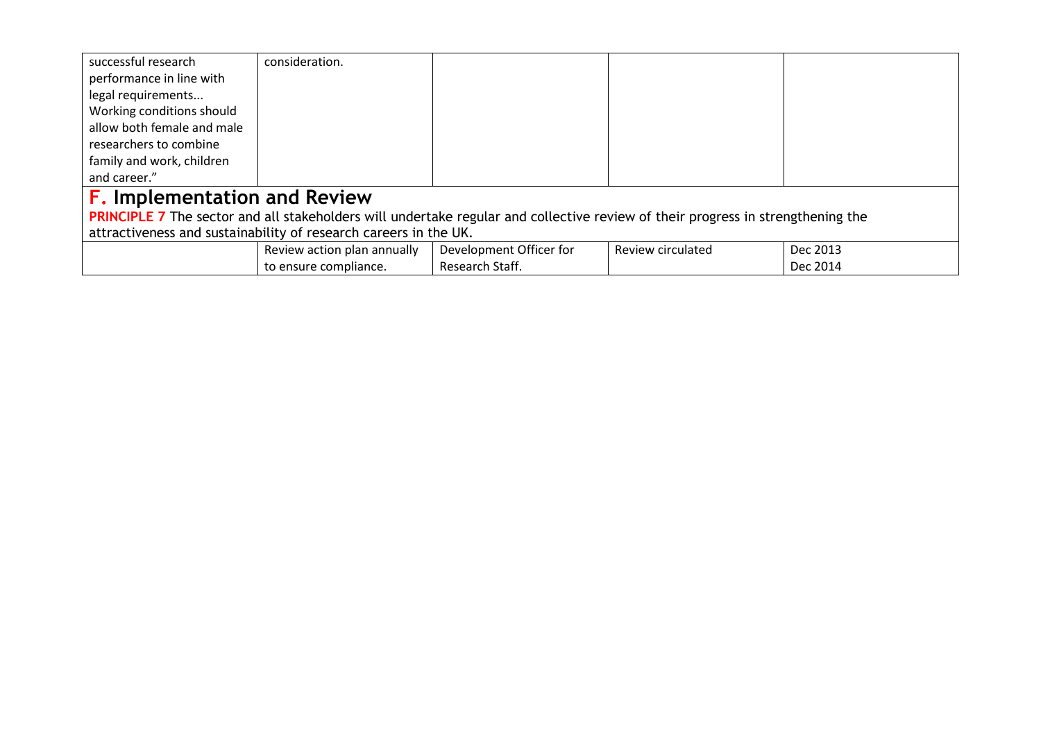| | | | | |
|---|---|---|---|---|
| successful research performance in line with legal requirements... Working conditions should allow both female and male researchers to combine family and work, children and career.” | consideration. | | | |

## F. Implementation and Review

**PRINCIPLE 7** The sector and all stakeholders will undertake regular and collective review of their progress in strengthening the attractiveness and sustainability of research careers in the UK.

| | | | | |
|---|---|---|---|---|
| | Review action plan annually to ensure compliance. | Development Officer for Research Staff. | Review circulated | Dec 2013<br>Dec 2014 |